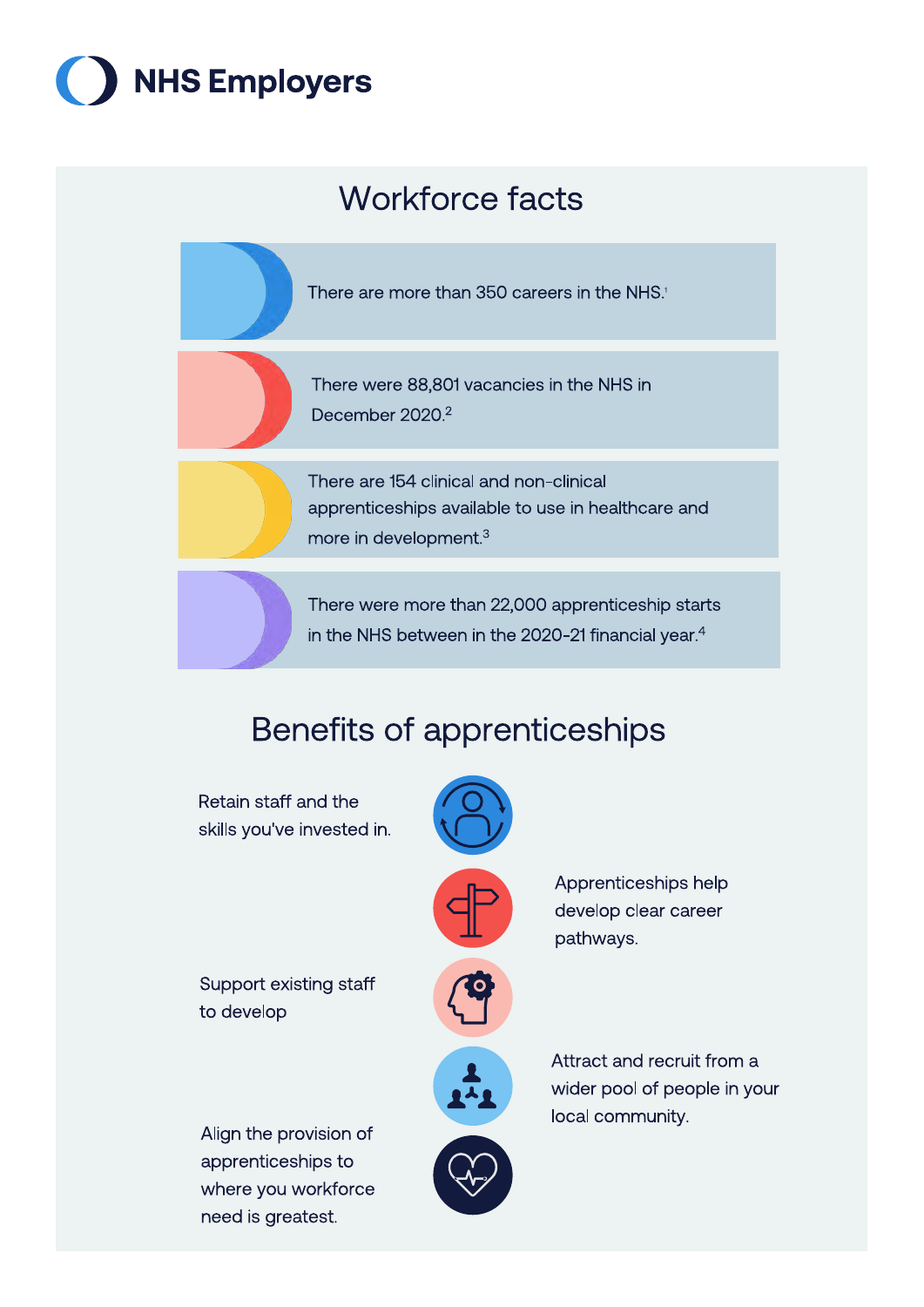NHS Employers

# Workforce facts

- There are more than 350 careers in the NHS.[1]
- There were 88,801 vacancies in the NHS in December 2020.[2]
- There are 154 clinical and non-clinical apprenticeships available to use in healthcare and more in development.[3]
- There were more than 22,000 apprenticeship starts in the NHS between in the 2020-21 financial year.[4]

# Benefits of apprenticeships

- Retain staff and the skills you've invested in.
- Apprenticeships help develop clear career pathways.
- Support existing staff to develop
- Attract and recruit from a wider pool of people in your local community.
- Align the provision of apprenticeships to where you workforce need is greatest.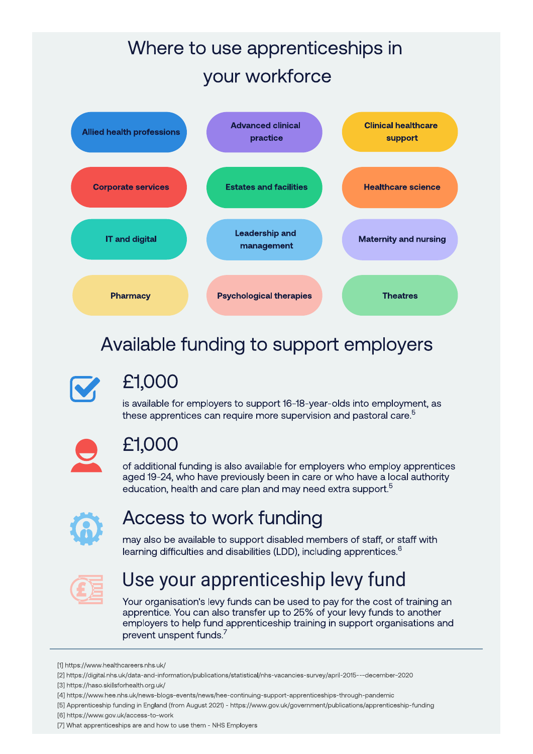# Where to use apprenticeships in your workforce

- Allied health professions
- Advanced clinical practice
- Clinical healthcare support
- Corporate services
- Estates and facilities
- Healthcare science
- IT and digital
- Leadership and management
- Maternity and nursing
- Pharmacy
- Psychological therapies
- Theatres

# Available funding to support employers

## £1,000

is available for employers to support 16-18-year-olds into employment, as these apprentices can require more supervision and pastoral care.[5]

## £1,000

of additional funding is also available for employers who employ apprentices aged 19-24, who have previously been in care or who have a local authority education, health and care plan and may need extra support.[5]

## Access to work funding

may also be available to support disabled members of staff, or staff with learning difficulties and disabilities (LDD), including apprentices.[6]

## Use your apprenticeship levy fund

Your organisation's levy funds can be used to pay for the cost of training an apprentice. You can also transfer up to 25% of your levy funds to another employers to help fund apprenticeship training in support organisations and prevent unspent funds.[7]

---

[1] https://www.healthcareers.nhs.uk/
[2] https://digital.nhs.uk/data-and-information/publications/statistical/nhs-vacancies-survey/april-2015---december-2020
[3] https://haso.skillsforhealth.org.uk/
[4] https://www.hee.nhs.uk/news-blogs-events/news/hee-continuing-support-apprenticeships-through-pandemic
[5] Apprenticeship funding in England (from August 2021) - https://www.gov.uk/government/publications/apprenticeship-funding
[6] https://www.gov.uk/access-to-work
[7] What apprenticeships are and how to use them - NHS Employers